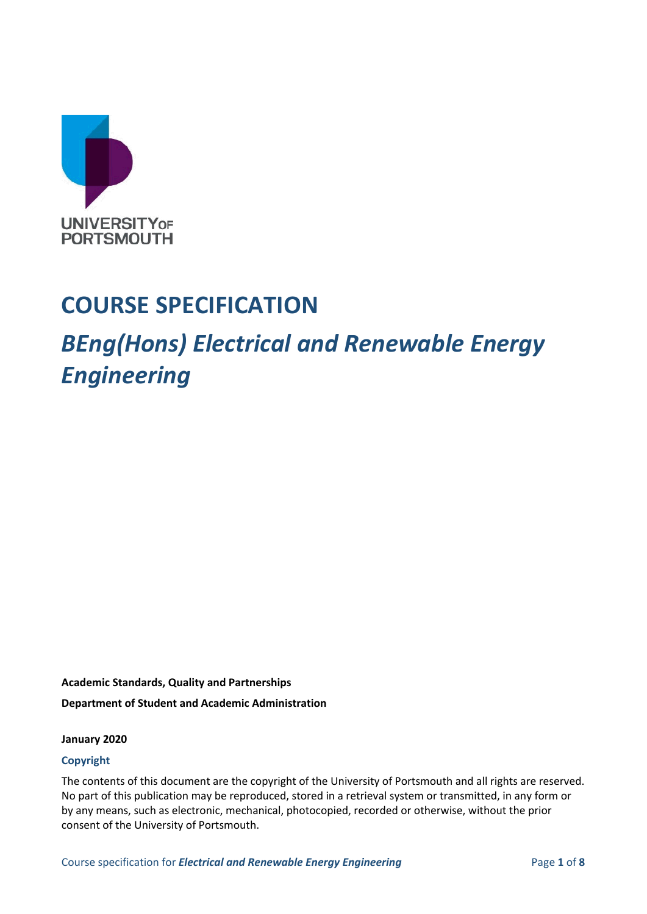UNIVERSITY OF PORTSMOUTH

# COURSE SPECIFICATION

## *BEng(Hons) Electrical and Renewable Energy Engineering*

**Academic Standards, Quality and Partnerships**

**Department of Student and Academic Administration**

**January 2020**

### Copyright

The contents of this document are the copyright of the University of Portsmouth and all rights are reserved. No part of this publication may be reproduced, stored in a retrieval system or transmitted, in any form or by any means, such as electronic, mechanical, photocopied, recorded or otherwise, without the prior consent of the University of Portsmouth.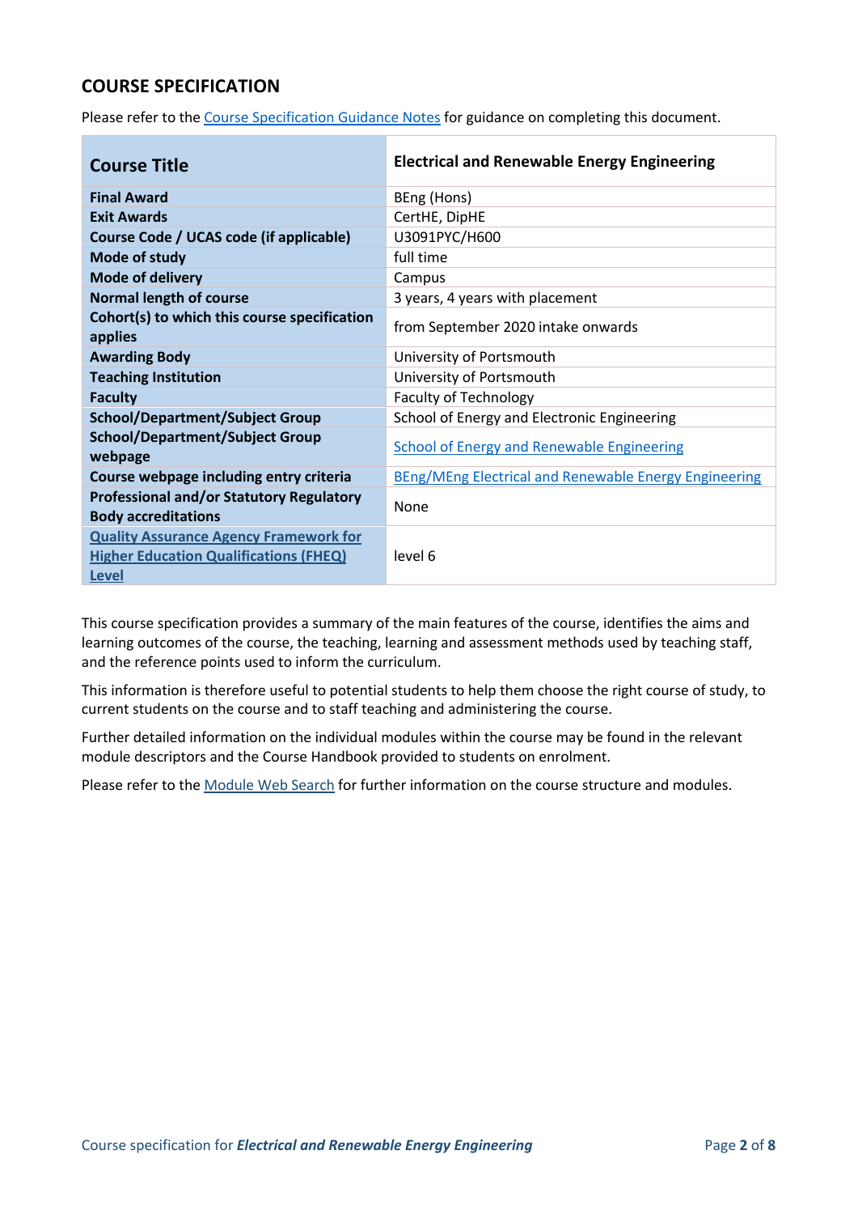## COURSE SPECIFICATION

Please refer to the Course Specification Guidance Notes for guidance on completing this document.

| Course Title | Electrical and Renewable Energy Engineering |
|---|---|
| Final Award | BEng (Hons) |
| Exit Awards | CertHE, DipHE |
| Course Code / UCAS code (if applicable) | U3091PYC/H600 |
| Mode of study | full time |
| Mode of delivery | Campus |
| Normal length of course | 3 years, 4 years with placement |
| Cohort(s) to which this course specification applies | from September 2020 intake onwards |
| Awarding Body | University of Portsmouth |
| Teaching Institution | University of Portsmouth |
| Faculty | Faculty of Technology |
| School/Department/Subject Group | School of Energy and Electronic Engineering |
| School/Department/Subject Group webpage | School of Energy and Renewable Engineering |
| Course webpage including entry criteria | BEng/MEng Electrical and Renewable Energy Engineering |
| Professional and/or Statutory Regulatory Body accreditations | None |
| Quality Assurance Agency Framework for Higher Education Qualifications (FHEQ) Level | level 6 |

This course specification provides a summary of the main features of the course, identifies the aims and learning outcomes of the course, the teaching, learning and assessment methods used by teaching staff, and the reference points used to inform the curriculum.

This information is therefore useful to potential students to help them choose the right course of study, to current students on the course and to staff teaching and administering the course.

Further detailed information on the individual modules within the course may be found in the relevant module descriptors and the Course Handbook provided to students on enrolment.

Please refer to the Module Web Search for further information on the course structure and modules.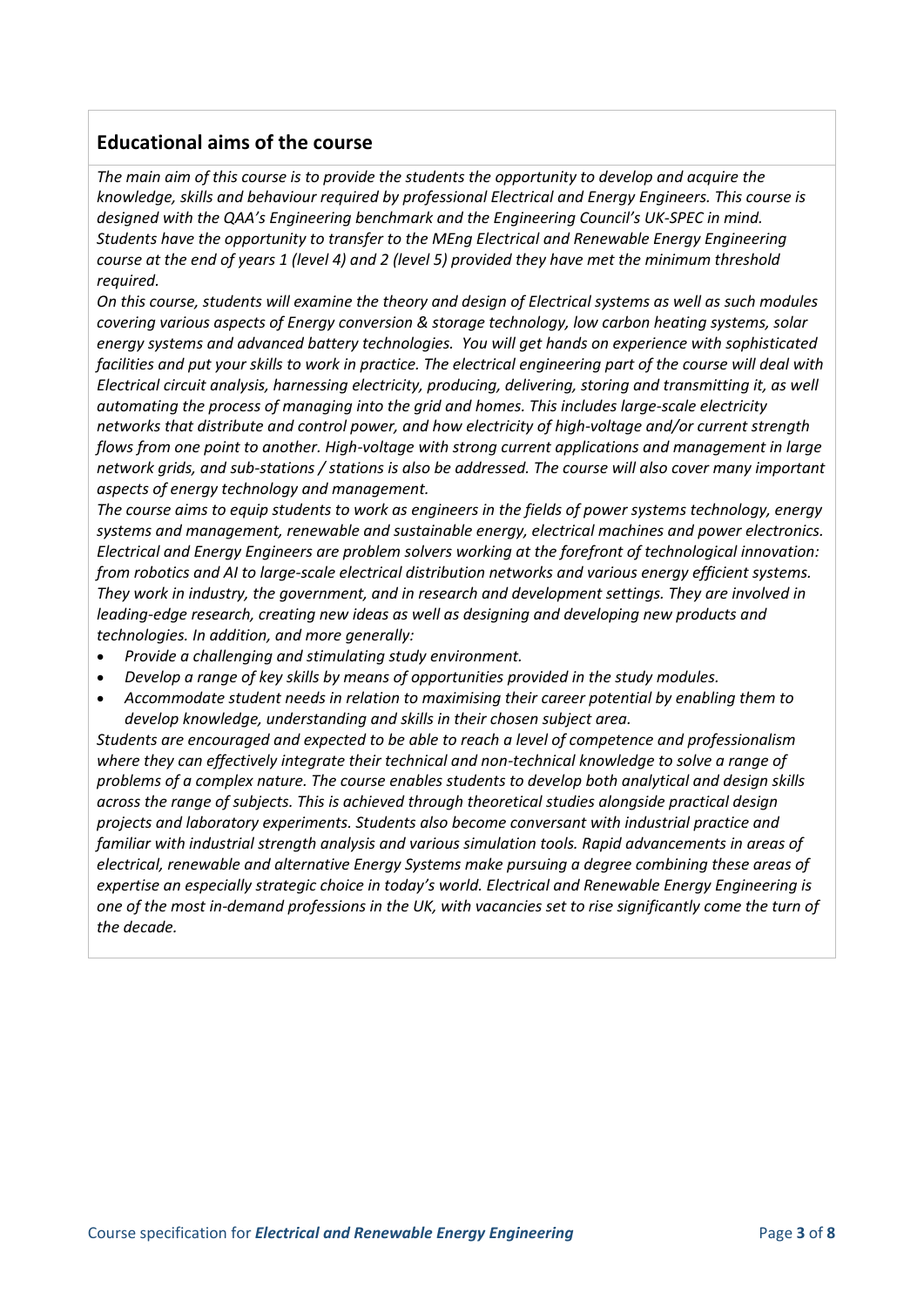## Educational aims of the course

*The main aim of this course is to provide the students the opportunity to develop and acquire the knowledge, skills and behaviour required by professional Electrical and Energy Engineers. This course is designed with the QAA's Engineering benchmark and the Engineering Council's UK-SPEC in mind. Students have the opportunity to transfer to the MEng Electrical and Renewable Energy Engineering course at the end of years 1 (level 4) and 2 (level 5) provided they have met the minimum threshold required.*

*On this course, students will examine the theory and design of Electrical systems as well as such modules covering various aspects of Energy conversion & storage technology, low carbon heating systems, solar energy systems and advanced battery technologies. You will get hands on experience with sophisticated facilities and put your skills to work in practice. The electrical engineering part of the course will deal with Electrical circuit analysis, harnessing electricity, producing, delivering, storing and transmitting it, as well automating the process of managing into the grid and homes. This includes large-scale electricity networks that distribute and control power, and how electricity of high-voltage and/or current strength flows from one point to another. High-voltage with strong current applications and management in large network grids, and sub-stations / stations is also be addressed. The course will also cover many important aspects of energy technology and management.*

*The course aims to equip students to work as engineers in the fields of power systems technology, energy systems and management, renewable and sustainable energy, electrical machines and power electronics. Electrical and Energy Engineers are problem solvers working at the forefront of technological innovation: from robotics and AI to large-scale electrical distribution networks and various energy efficient systems. They work in industry, the government, and in research and development settings. They are involved in leading-edge research, creating new ideas as well as designing and developing new products and technologies. In addition, and more generally:*

- *Provide a challenging and stimulating study environment.*
- *Develop a range of key skills by means of opportunities provided in the study modules.*
- *Accommodate student needs in relation to maximising their career potential by enabling them to develop knowledge, understanding and skills in their chosen subject area.*

*Students are encouraged and expected to be able to reach a level of competence and professionalism where they can effectively integrate their technical and non-technical knowledge to solve a range of problems of a complex nature. The course enables students to develop both analytical and design skills across the range of subjects. This is achieved through theoretical studies alongside practical design projects and laboratory experiments. Students also become conversant with industrial practice and familiar with industrial strength analysis and various simulation tools. Rapid advancements in areas of electrical, renewable and alternative Energy Systems make pursuing a degree combining these areas of expertise an especially strategic choice in today's world. Electrical and Renewable Energy Engineering is one of the most in-demand professions in the UK, with vacancies set to rise significantly come the turn of the decade.*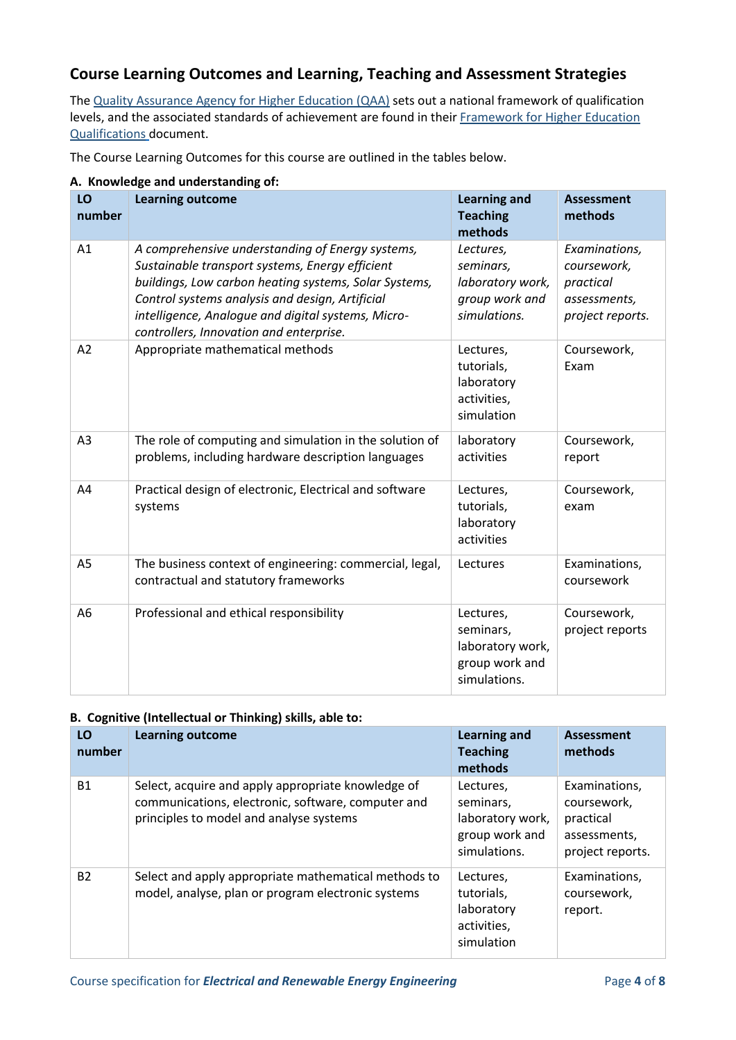## Course Learning Outcomes and Learning, Teaching and Assessment Strategies

The [Quality Assurance Agency for Higher Education (QAA)]() sets out a national framework of qualification levels, and the associated standards of achievement are found in their [Framework for Higher Education Qualifications ]()document.

The Course Learning Outcomes for this course are outlined in the tables below.

**A. Knowledge and understanding of:**

| LO number | Learning outcome | Learning and Teaching methods | Assessment methods |
|---|---|---|---|
| A1 | *A comprehensive understanding of Energy systems, Sustainable transport systems, Energy efficient buildings, Low carbon heating systems, Solar Systems, Control systems analysis and design, Artificial intelligence, Analogue and digital systems, Micro-controllers, Innovation and enterprise.* | *Lectures, seminars, laboratory work, group work and simulations.* | *Examinations, coursework, practical assessments, project reports.* |
| A2 | Appropriate mathematical methods | Lectures, tutorials, laboratory activities, simulation | Coursework, Exam |
| A3 | The role of computing and simulation in the solution of problems, including hardware description languages | laboratory activities | Coursework, report |
| A4 | Practical design of electronic, Electrical and software systems | Lectures, tutorials, laboratory activities | Coursework, exam |
| A5 | The business context of engineering: commercial, legal, contractual and statutory frameworks | Lectures | Examinations, coursework |
| A6 | Professional and ethical responsibility | Lectures, seminars, laboratory work, group work and simulations. | Coursework, project reports |

**B. Cognitive (Intellectual or Thinking) skills, able to:**

| LO number | Learning outcome | Learning and Teaching methods | Assessment methods |
|---|---|---|---|
| B1 | Select, acquire and apply appropriate knowledge of communications, electronic, software, computer and principles to model and analyse systems | Lectures, seminars, laboratory work, group work and simulations. | Examinations, coursework, practical assessments, project reports. |
| B2 | Select and apply appropriate mathematical methods to model, analyse, plan or program electronic systems | Lectures, tutorials, laboratory activities, simulation | Examinations, coursework, report. |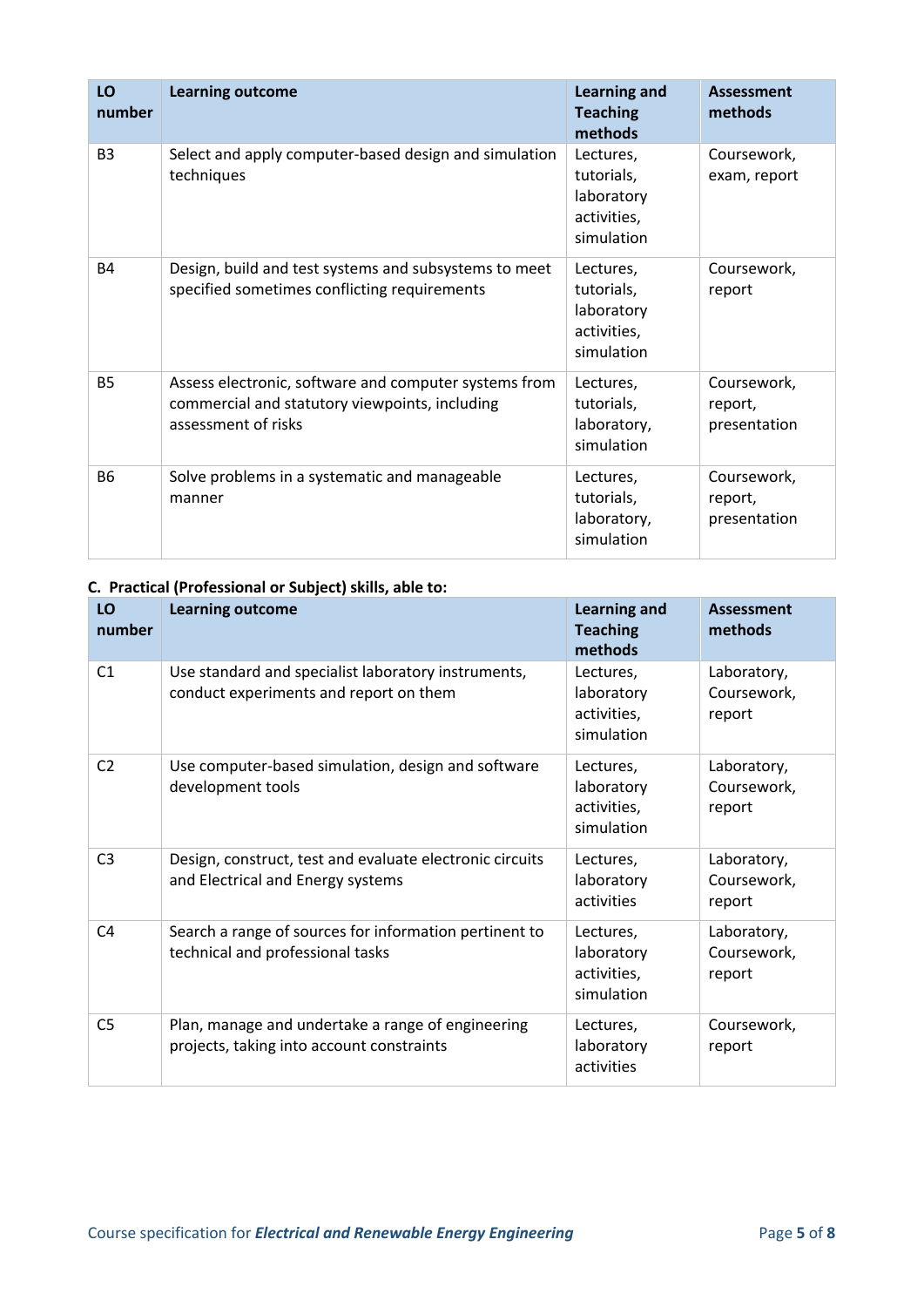| LO number | Learning outcome | Learning and Teaching methods | Assessment methods |
|---|---|---|---|
| B3 | Select and apply computer-based design and simulation techniques | Lectures, tutorials, laboratory activities, simulation | Coursework, exam, report |
| B4 | Design, build and test systems and subsystems to meet specified sometimes conflicting requirements | Lectures, tutorials, laboratory activities, simulation | Coursework, report |
| B5 | Assess electronic, software and computer systems from commercial and statutory viewpoints, including assessment of risks | Lectures, tutorials, laboratory, simulation | Coursework, report, presentation |
| B6 | Solve problems in a systematic and manageable manner | Lectures, tutorials, laboratory, simulation | Coursework, report, presentation |

**C. Practical (Professional or Subject) skills, able to:**

| LO number | Learning outcome | Learning and Teaching methods | Assessment methods |
|---|---|---|---|
| C1 | Use standard and specialist laboratory instruments, conduct experiments and report on them | Lectures, laboratory activities, simulation | Laboratory, Coursework, report |
| C2 | Use computer-based simulation, design and software development tools | Lectures, laboratory activities, simulation | Laboratory, Coursework, report |
| C3 | Design, construct, test and evaluate electronic circuits and Electrical and Energy systems | Lectures, laboratory activities | Laboratory, Coursework, report |
| C4 | Search a range of sources for information pertinent to technical and professional tasks | Lectures, laboratory activities, simulation | Laboratory, Coursework, report |
| C5 | Plan, manage and undertake a range of engineering projects, taking into account constraints | Lectures, laboratory activities | Coursework, report |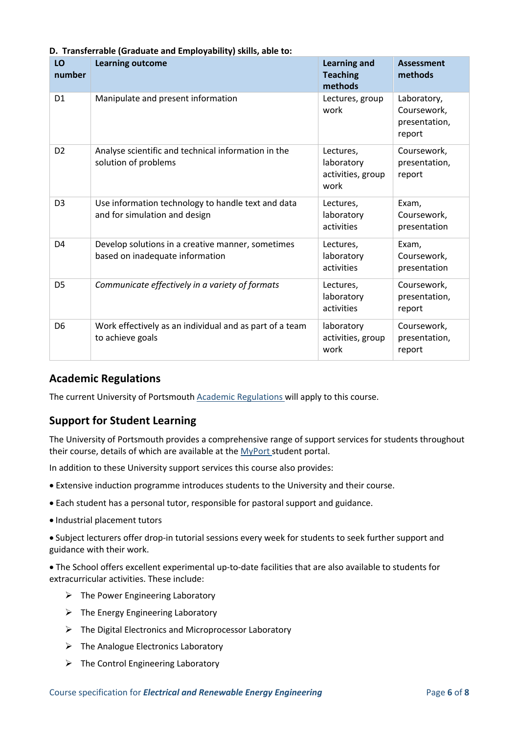**D. Transferrable (Graduate and Employability) skills, able to:**

| LO number | Learning outcome | Learning and Teaching methods | Assessment methods |
|---|---|---|---|
| D1 | Manipulate and present information | Lectures, group work | Laboratory, Coursework, presentation, report |
| D2 | Analyse scientific and technical information in the solution of problems | Lectures, laboratory activities, group work | Coursework, presentation, report |
| D3 | Use information technology to handle text and data and for simulation and design | Lectures, laboratory activities | Exam, Coursework, presentation |
| D4 | Develop solutions in a creative manner, sometimes based on inadequate information | Lectures, laboratory activities | Exam, Coursework, presentation |
| D5 | *Communicate effectively in a variety of formats* | Lectures, laboratory activities | Coursework, presentation, report |
| D6 | Work effectively as an individual and as part of a team to achieve goals | laboratory activities, group work | Coursework, presentation, report |

## Academic Regulations

The current University of Portsmouth Academic Regulations will apply to this course.

## Support for Student Learning

The University of Portsmouth provides a comprehensive range of support services for students throughout their course, details of which are available at the MyPort student portal.

In addition to these University support services this course also provides:

- Extensive induction programme introduces students to the University and their course.
- Each student has a personal tutor, responsible for pastoral support and guidance.
- Industrial placement tutors
- Subject lecturers offer drop-in tutorial sessions every week for students to seek further support and guidance with their work.
- The School offers excellent experimental up-to-date facilities that are also available to students for extracurricular activities. These include:
  - The Power Engineering Laboratory
  - The Energy Engineering Laboratory
  - The Digital Electronics and Microprocessor Laboratory
  - The Analogue Electronics Laboratory
  - The Control Engineering Laboratory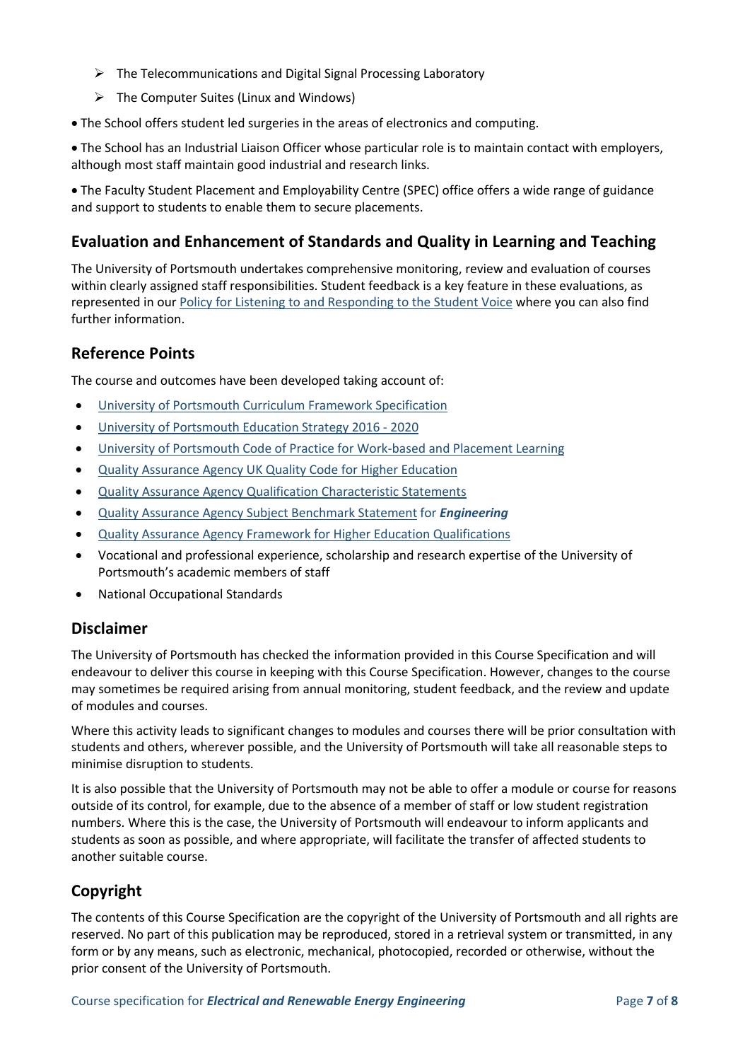- The Telecommunications and Digital Signal Processing Laboratory
- The Computer Suites (Linux and Windows)

- The School offers student led surgeries in the areas of electronics and computing.

- The School has an Industrial Liaison Officer whose particular role is to maintain contact with employers, although most staff maintain good industrial and research links.

- The Faculty Student Placement and Employability Centre (SPEC) office offers a wide range of guidance and support to students to enable them to secure placements.

## Evaluation and Enhancement of Standards and Quality in Learning and Teaching

The University of Portsmouth undertakes comprehensive monitoring, review and evaluation of courses within clearly assigned staff responsibilities. Student feedback is a key feature in these evaluations, as represented in our Policy for Listening to and Responding to the Student Voice where you can also find further information.

## Reference Points

The course and outcomes have been developed taking account of:

- University of Portsmouth Curriculum Framework Specification
- University of Portsmouth Education Strategy 2016 - 2020
- University of Portsmouth Code of Practice for Work-based and Placement Learning
- Quality Assurance Agency UK Quality Code for Higher Education
- Quality Assurance Agency Qualification Characteristic Statements
- Quality Assurance Agency Subject Benchmark Statement for ***Engineering***
- Quality Assurance Agency Framework for Higher Education Qualifications
- Vocational and professional experience, scholarship and research expertise of the University of Portsmouth's academic members of staff
- National Occupational Standards

## Disclaimer

The University of Portsmouth has checked the information provided in this Course Specification and will endeavour to deliver this course in keeping with this Course Specification. However, changes to the course may sometimes be required arising from annual monitoring, student feedback, and the review and update of modules and courses.

Where this activity leads to significant changes to modules and courses there will be prior consultation with students and others, wherever possible, and the University of Portsmouth will take all reasonable steps to minimise disruption to students.

It is also possible that the University of Portsmouth may not be able to offer a module or course for reasons outside of its control, for example, due to the absence of a member of staff or low student registration numbers. Where this is the case, the University of Portsmouth will endeavour to inform applicants and students as soon as possible, and where appropriate, will facilitate the transfer of affected students to another suitable course.

## Copyright

The contents of this Course Specification are the copyright of the University of Portsmouth and all rights are reserved. No part of this publication may be reproduced, stored in a retrieval system or transmitted, in any form or by any means, such as electronic, mechanical, photocopied, recorded or otherwise, without the prior consent of the University of Portsmouth.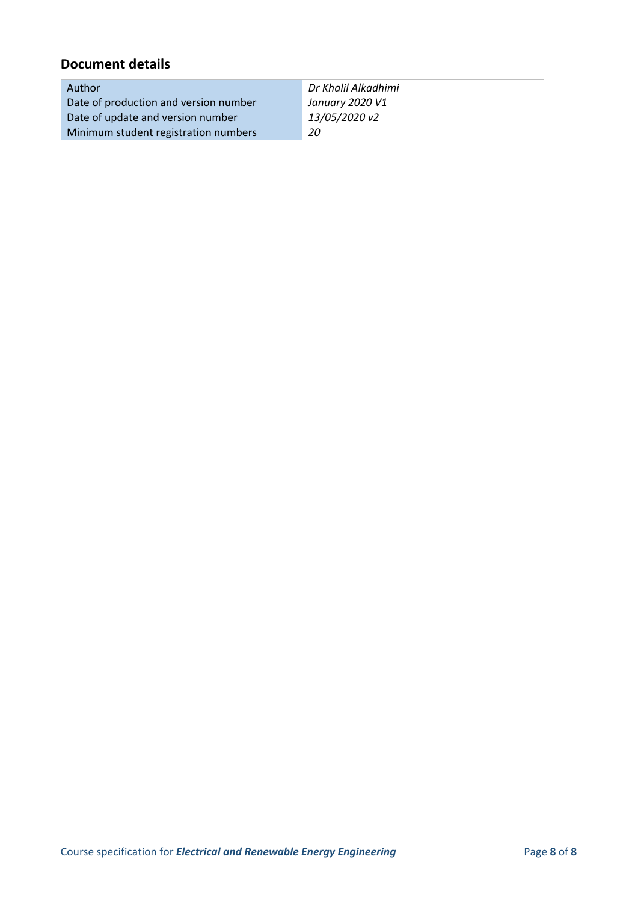## Document details

| | |
|---|---|
| Author | *Dr Khalil Alkadhimi* |
| Date of production and version number | *January 2020 V1* |
| Date of update and version number | *13/05/2020 v2* |
| Minimum student registration numbers | *20* |